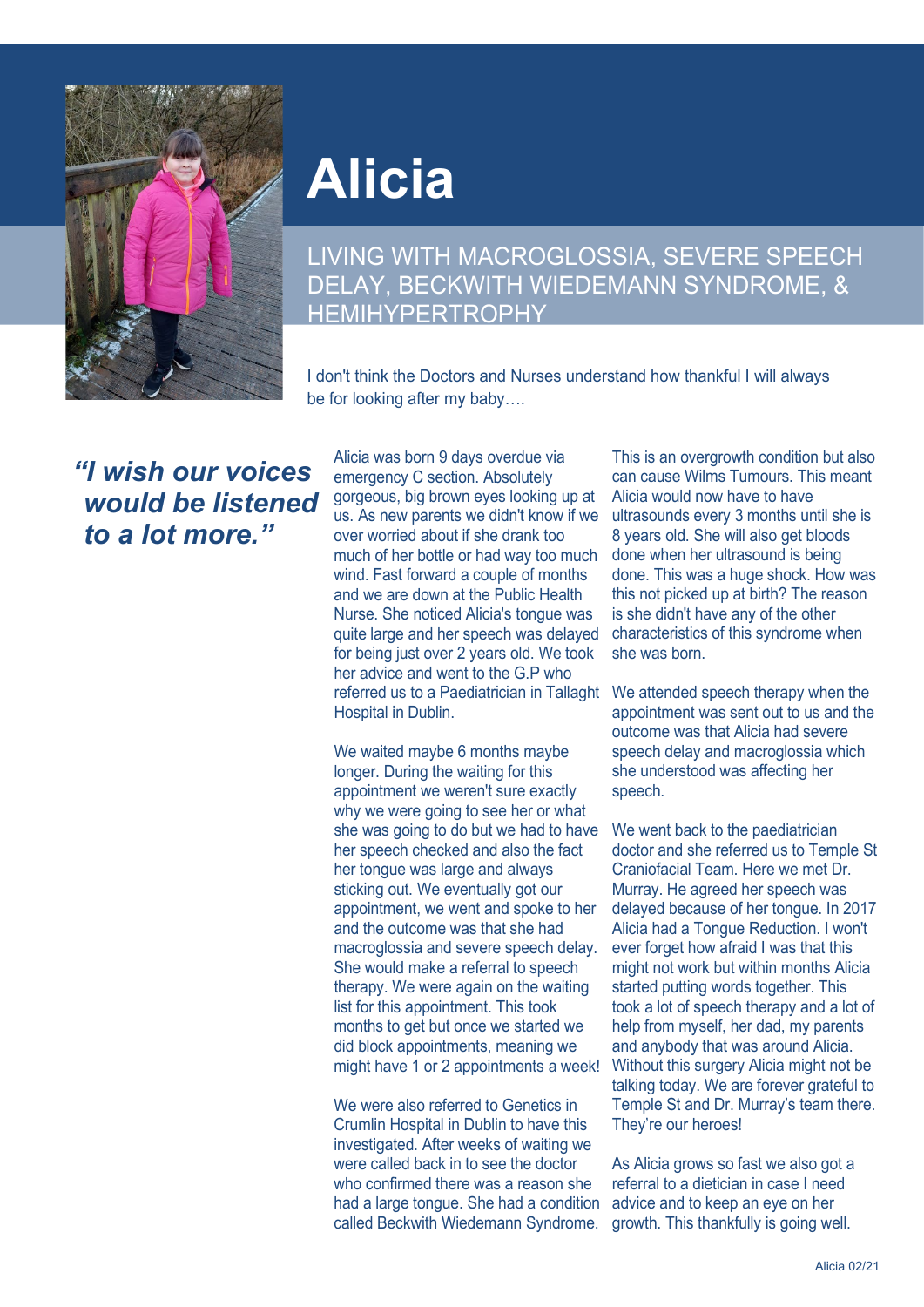# Alicia

## LIVING WITH MACROGLOSSIA, SEVERE SPEECH DELAY, BECKWITH WIEDEMANN SYNDROME, & HEMIHYPERTROPHY

I don't think the Doctors and Nurses understand how thankful I will always be for looking after my baby….

> ***"I wish our voices would be listened to a lot more."***

Alicia was born 9 days overdue via emergency C section. Absolutely gorgeous, big brown eyes looking up at us. As new parents we didn't know if we over worried about if she drank too much of her bottle or had way too much wind. Fast forward a couple of months and we are down at the Public Health Nurse. She noticed Alicia's tongue was quite large and her speech was delayed for being just over 2 years old. We took her advice and went to the G.P who referred us to a Paediatrician in Tallaght Hospital in Dublin.

We waited maybe 6 months maybe longer. During the waiting for this appointment we weren't sure exactly why we were going to see her or what she was going to do but we had to have her speech checked and also the fact her tongue was large and always sticking out. We eventually got our appointment, we went and spoke to her and the outcome was that she had macroglossia and severe speech delay. She would make a referral to speech therapy. We were again on the waiting list for this appointment. This took months to get but once we started we did block appointments, meaning we might have 1 or 2 appointments a week!

We were also referred to Genetics in Crumlin Hospital in Dublin to have this investigated. After weeks of waiting we were called back in to see the doctor who confirmed there was a reason she had a large tongue. She had a condition called Beckwith Wiedemann Syndrome. This is an overgrowth condition but also can cause Wilms Tumours. This meant Alicia would now have to have ultrasounds every 3 months until she is 8 years old. She will also get bloods done when her ultrasound is being done. This was a huge shock. How was this not picked up at birth? The reason is she didn't have any of the other characteristics of this syndrome when she was born.

We attended speech therapy when the appointment was sent out to us and the outcome was that Alicia had severe speech delay and macroglossia which she understood was affecting her speech.

We went back to the paediatrician doctor and she referred us to Temple St Craniofacial Team. Here we met Dr. Murray. He agreed her speech was delayed because of her tongue. In 2017 Alicia had a Tongue Reduction. I won't ever forget how afraid I was that this might not work but within months Alicia started putting words together. This took a lot of speech therapy and a lot of help from myself, her dad, my parents and anybody that was around Alicia. Without this surgery Alicia might not be talking today. We are forever grateful to Temple St and Dr. Murray's team there. They're our heroes!

As Alicia grows so fast we also got a referral to a dietician in case I need advice and to keep an eye on her growth. This thankfully is going well.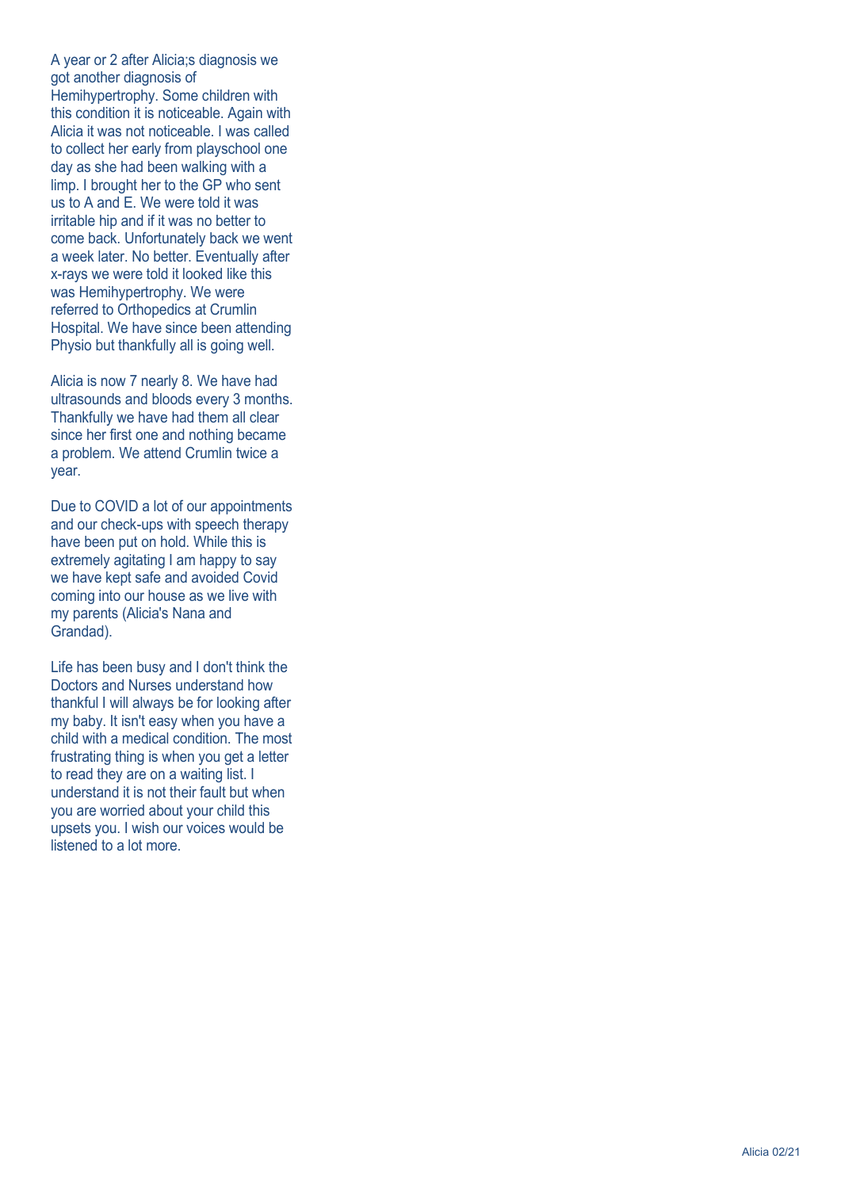A year or 2 after Alicia;s diagnosis we got another diagnosis of Hemihypertrophy. Some children with this condition it is noticeable. Again with Alicia it was not noticeable. I was called to collect her early from playschool one day as she had been walking with a limp. I brought her to the GP who sent us to A and E. We were told it was irritable hip and if it was no better to come back. Unfortunately back we went a week later. No better. Eventually after x-rays we were told it looked like this was Hemihypertrophy. We were referred to Orthopedics at Crumlin Hospital. We have since been attending Physio but thankfully all is going well.

Alicia is now 7 nearly 8. We have had ultrasounds and bloods every 3 months. Thankfully we have had them all clear since her first one and nothing became a problem. We attend Crumlin twice a year.

Due to COVID a lot of our appointments and our check-ups with speech therapy have been put on hold. While this is extremely agitating I am happy to say we have kept safe and avoided Covid coming into our house as we live with my parents (Alicia's Nana and Grandad).

Life has been busy and I don't think the Doctors and Nurses understand how thankful I will always be for looking after my baby. It isn't easy when you have a child with a medical condition. The most frustrating thing is when you get a letter to read they are on a waiting list. I understand it is not their fault but when you are worried about your child this upsets you. I wish our voices would be listened to a lot more.